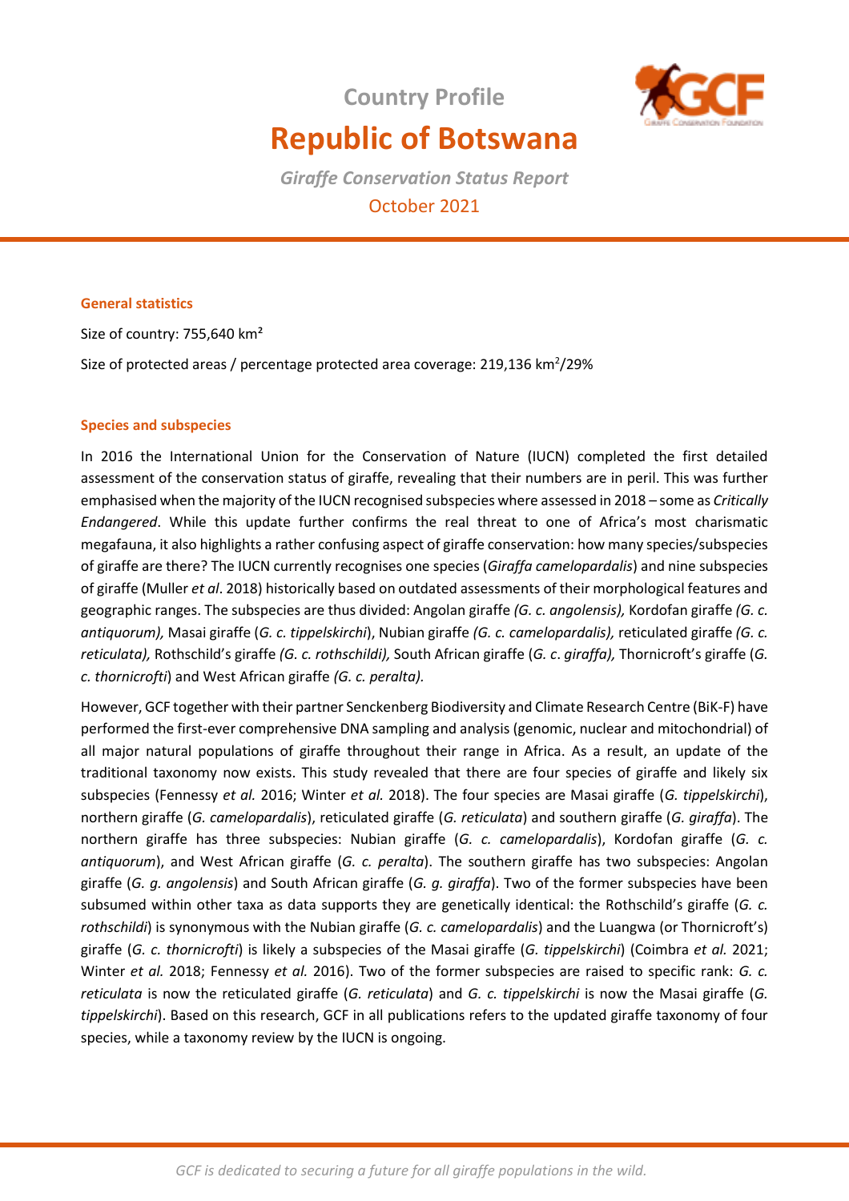Country Profile

# Republic of Botswana

*Giraffe Conservation Status Report*

October 2021

## General statistics

Size of country: 755,640 km²

Size of protected areas / percentage protected area coverage: 219,136 km²/29%

## Species and subspecies

In 2016 the International Union for the Conservation of Nature (IUCN) completed the first detailed assessment of the conservation status of giraffe, revealing that their numbers are in peril. This was further emphasised when the majority of the IUCN recognised subspecies where assessed in 2018 – some as *Critically Endangered*. While this update further confirms the real threat to one of Africa's most charismatic megafauna, it also highlights a rather confusing aspect of giraffe conservation: how many species/subspecies of giraffe are there? The IUCN currently recognises one species (*Giraffa camelopardalis*) and nine subspecies of giraffe (Muller *et al*. 2018) historically based on outdated assessments of their morphological features and geographic ranges. The subspecies are thus divided: Angolan giraffe *(G. c. angolensis),* Kordofan giraffe *(G. c. antiquorum),* Masai giraffe (*G. c. tippelskirchi*), Nubian giraffe *(G. c. camelopardalis),* reticulated giraffe *(G. c. reticulata),* Rothschild's giraffe *(G. c. rothschildi),* South African giraffe (*G. c*. *giraffa),* Thornicroft's giraffe (*G. c. thornicrofti*) and West African giraffe *(G. c. peralta).*

However, GCF together with their partner Senckenberg Biodiversity and Climate Research Centre (BiK-F) have performed the first-ever comprehensive DNA sampling and analysis (genomic, nuclear and mitochondrial) of all major natural populations of giraffe throughout their range in Africa. As a result, an update of the traditional taxonomy now exists. This study revealed that there are four species of giraffe and likely six subspecies (Fennessy *et al.* 2016; Winter *et al.* 2018). The four species are Masai giraffe (*G. tippelskirchi*), northern giraffe (*G. camelopardalis*), reticulated giraffe (*G. reticulata*) and southern giraffe (*G. giraffa*). The northern giraffe has three subspecies: Nubian giraffe (*G. c. camelopardalis*), Kordofan giraffe (*G. c. antiquorum*), and West African giraffe (*G. c. peralta*). The southern giraffe has two subspecies: Angolan giraffe (*G. g. angolensis*) and South African giraffe (*G. g. giraffa*). Two of the former subspecies have been subsumed within other taxa as data supports they are genetically identical: the Rothschild's giraffe (*G. c. rothschildi*) is synonymous with the Nubian giraffe (*G. c. camelopardalis*) and the Luangwa (or Thornicroft's) giraffe (*G. c. thornicrofti*) is likely a subspecies of the Masai giraffe (*G. tippelskirchi*) (Coimbra *et al.* 2021; Winter *et al.* 2018; Fennessy *et al.* 2016). Two of the former subspecies are raised to specific rank: *G. c. reticulata* is now the reticulated giraffe (*G. reticulata*) and *G. c. tippelskirchi* is now the Masai giraffe (*G. tippelskirchi*). Based on this research, GCF in all publications refers to the updated giraffe taxonomy of four species, while a taxonomy review by the IUCN is ongoing.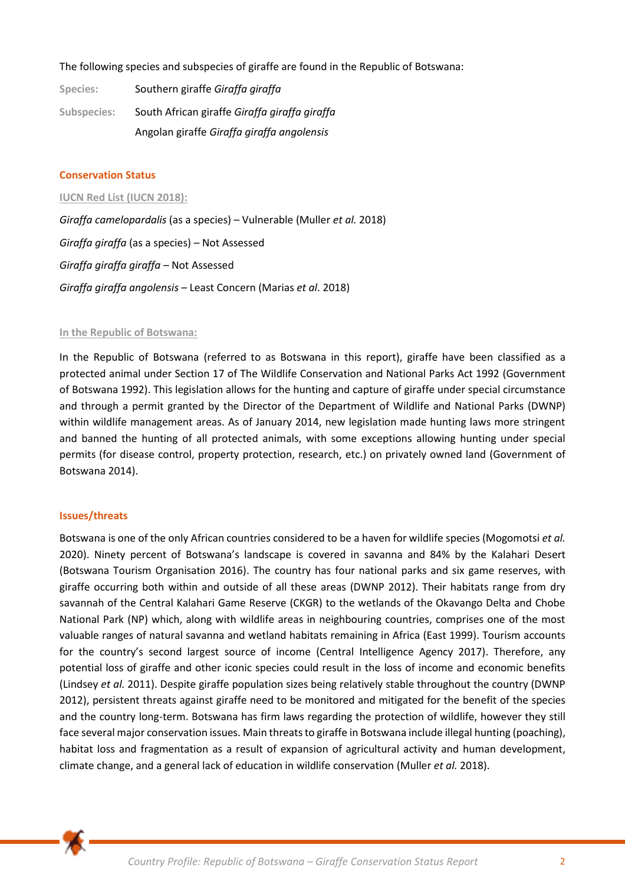The following species and subspecies of giraffe are found in the Republic of Botswana:

**Species:** Southern giraffe *Giraffa giraffa*

**Subspecies:** South African giraffe *Giraffa giraffa giraffa*
Angolan giraffe *Giraffa giraffa angolensis*

## Conservation Status

### IUCN Red List (IUCN 2018):

*Giraffa camelopardalis* (as a species) – Vulnerable (Muller *et al.* 2018)

*Giraffa giraffa* (as a species) – Not Assessed

*Giraffa giraffa giraffa* – Not Assessed

*Giraffa giraffa angolensis* – Least Concern (Marias *et al*. 2018)

### In the Republic of Botswana:

In the Republic of Botswana (referred to as Botswana in this report), giraffe have been classified as a protected animal under Section 17 of The Wildlife Conservation and National Parks Act 1992 (Government of Botswana 1992). This legislation allows for the hunting and capture of giraffe under special circumstance and through a permit granted by the Director of the Department of Wildlife and National Parks (DWNP) within wildlife management areas. As of January 2014, new legislation made hunting laws more stringent and banned the hunting of all protected animals, with some exceptions allowing hunting under special permits (for disease control, property protection, research, etc.) on privately owned land (Government of Botswana 2014).

## Issues/threats

Botswana is one of the only African countries considered to be a haven for wildlife species (Mogomotsi *et al.* 2020). Ninety percent of Botswana's landscape is covered in savanna and 84% by the Kalahari Desert (Botswana Tourism Organisation 2016). The country has four national parks and six game reserves, with giraffe occurring both within and outside of all these areas (DWNP 2012). Their habitats range from dry savannah of the Central Kalahari Game Reserve (CKGR) to the wetlands of the Okavango Delta and Chobe National Park (NP) which, along with wildlife areas in neighbouring countries, comprises one of the most valuable ranges of natural savanna and wetland habitats remaining in Africa (East 1999). Tourism accounts for the country's second largest source of income (Central Intelligence Agency 2017). Therefore, any potential loss of giraffe and other iconic species could result in the loss of income and economic benefits (Lindsey *et al.* 2011). Despite giraffe population sizes being relatively stable throughout the country (DWNP 2012), persistent threats against giraffe need to be monitored and mitigated for the benefit of the species and the country long-term. Botswana has firm laws regarding the protection of wildlife, however they still face several major conservation issues. Main threats to giraffe in Botswana include illegal hunting (poaching), habitat loss and fragmentation as a result of expansion of agricultural activity and human development, climate change, and a general lack of education in wildlife conservation (Muller *et al.* 2018).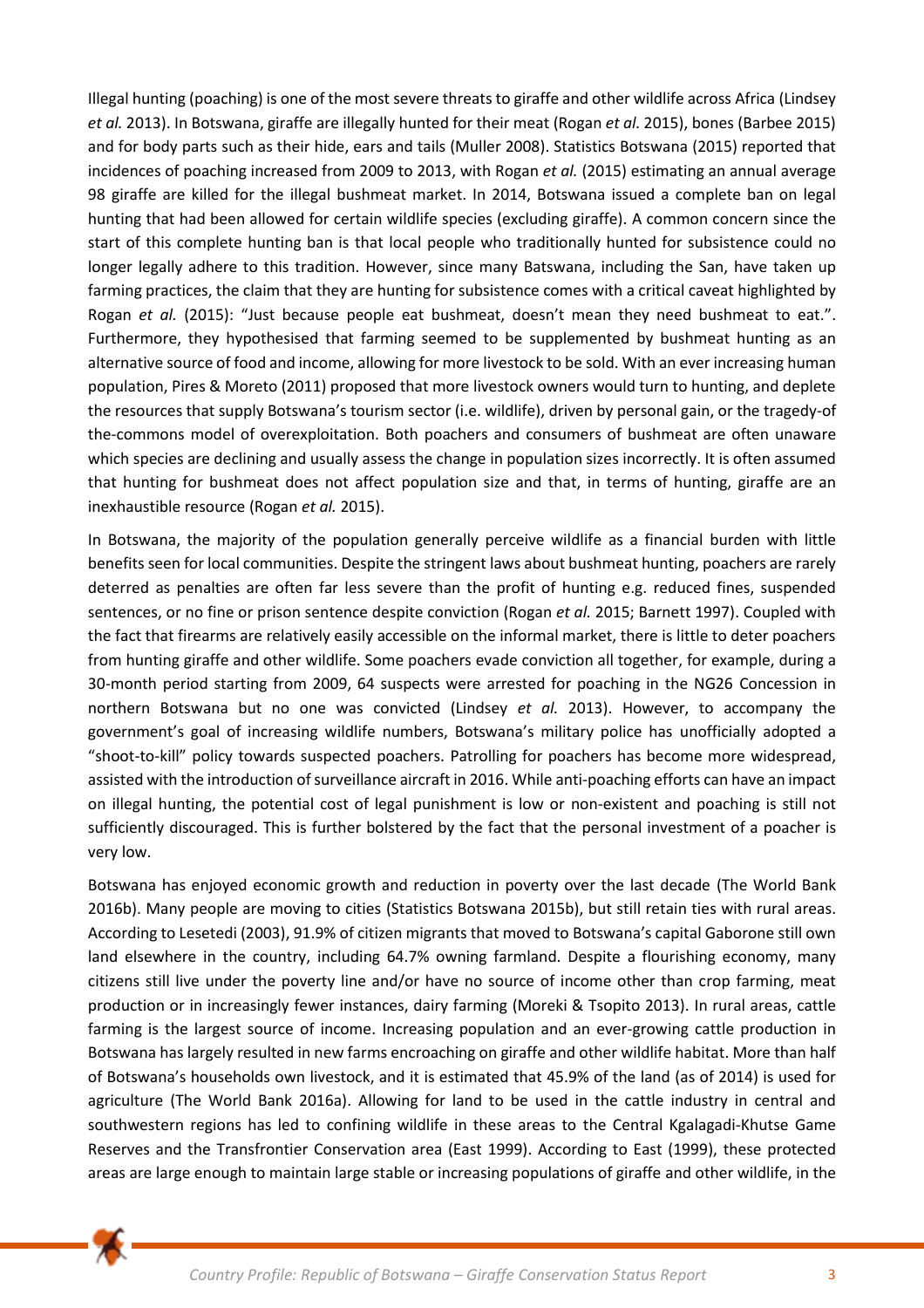Illegal hunting (poaching) is one of the most severe threats to giraffe and other wildlife across Africa (Lindsey *et al.* 2013). In Botswana, giraffe are illegally hunted for their meat (Rogan *et al.* 2015), bones (Barbee 2015) and for body parts such as their hide, ears and tails (Muller 2008). Statistics Botswana (2015) reported that incidences of poaching increased from 2009 to 2013, with Rogan *et al.* (2015) estimating an annual average 98 giraffe are killed for the illegal bushmeat market. In 2014, Botswana issued a complete ban on legal hunting that had been allowed for certain wildlife species (excluding giraffe). A common concern since the start of this complete hunting ban is that local people who traditionally hunted for subsistence could no longer legally adhere to this tradition. However, since many Batswana, including the San, have taken up farming practices, the claim that they are hunting for subsistence comes with a critical caveat highlighted by Rogan *et al.* (2015): "Just because people eat bushmeat, doesn't mean they need bushmeat to eat.". Furthermore, they hypothesised that farming seemed to be supplemented by bushmeat hunting as an alternative source of food and income, allowing for more livestock to be sold. With an ever increasing human population, Pires & Moreto (2011) proposed that more livestock owners would turn to hunting, and deplete the resources that supply Botswana's tourism sector (i.e. wildlife), driven by personal gain, or the tragedy-of the-commons model of overexploitation. Both poachers and consumers of bushmeat are often unaware which species are declining and usually assess the change in population sizes incorrectly. It is often assumed that hunting for bushmeat does not affect population size and that, in terms of hunting, giraffe are an inexhaustible resource (Rogan *et al.* 2015).

In Botswana, the majority of the population generally perceive wildlife as a financial burden with little benefits seen for local communities. Despite the stringent laws about bushmeat hunting, poachers are rarely deterred as penalties are often far less severe than the profit of hunting e.g. reduced fines, suspended sentences, or no fine or prison sentence despite conviction (Rogan *et al.* 2015; Barnett 1997). Coupled with the fact that firearms are relatively easily accessible on the informal market, there is little to deter poachers from hunting giraffe and other wildlife. Some poachers evade conviction all together, for example, during a 30-month period starting from 2009, 64 suspects were arrested for poaching in the NG26 Concession in northern Botswana but no one was convicted (Lindsey *et al.* 2013). However, to accompany the government's goal of increasing wildlife numbers, Botswana's military police has unofficially adopted a "shoot-to-kill" policy towards suspected poachers. Patrolling for poachers has become more widespread, assisted with the introduction of surveillance aircraft in 2016. While anti-poaching efforts can have an impact on illegal hunting, the potential cost of legal punishment is low or non-existent and poaching is still not sufficiently discouraged. This is further bolstered by the fact that the personal investment of a poacher is very low.

Botswana has enjoyed economic growth and reduction in poverty over the last decade (The World Bank 2016b). Many people are moving to cities (Statistics Botswana 2015b), but still retain ties with rural areas. According to Lesetedi (2003), 91.9% of citizen migrants that moved to Botswana's capital Gaborone still own land elsewhere in the country, including 64.7% owning farmland. Despite a flourishing economy, many citizens still live under the poverty line and/or have no source of income other than crop farming, meat production or in increasingly fewer instances, dairy farming (Moreki & Tsopito 2013). In rural areas, cattle farming is the largest source of income. Increasing population and an ever-growing cattle production in Botswana has largely resulted in new farms encroaching on giraffe and other wildlife habitat. More than half of Botswana's households own livestock, and it is estimated that 45.9% of the land (as of 2014) is used for agriculture (The World Bank 2016a). Allowing for land to be used in the cattle industry in central and southwestern regions has led to confining wildlife in these areas to the Central Kgalagadi-Khutse Game Reserves and the Transfrontier Conservation area (East 1999). According to East (1999), these protected areas are large enough to maintain large stable or increasing populations of giraffe and other wildlife, in the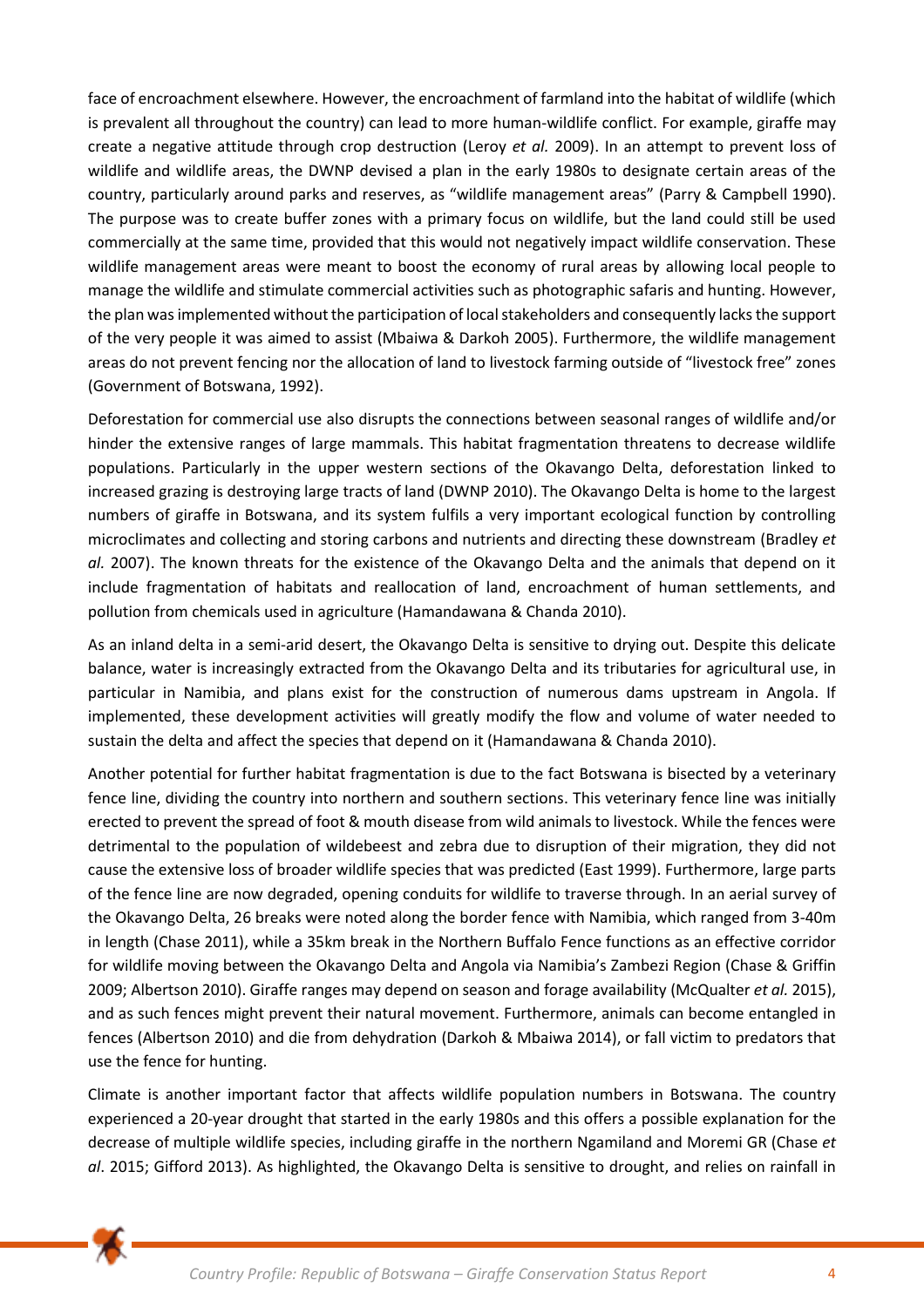face of encroachment elsewhere. However, the encroachment of farmland into the habitat of wildlife (which is prevalent all throughout the country) can lead to more human-wildlife conflict. For example, giraffe may create a negative attitude through crop destruction (Leroy *et al.* 2009). In an attempt to prevent loss of wildlife and wildlife areas, the DWNP devised a plan in the early 1980s to designate certain areas of the country, particularly around parks and reserves, as "wildlife management areas" (Parry & Campbell 1990). The purpose was to create buffer zones with a primary focus on wildlife, but the land could still be used commercially at the same time, provided that this would not negatively impact wildlife conservation. These wildlife management areas were meant to boost the economy of rural areas by allowing local people to manage the wildlife and stimulate commercial activities such as photographic safaris and hunting. However, the plan was implemented without the participation of local stakeholders and consequently lacks the support of the very people it was aimed to assist (Mbaiwa & Darkoh 2005). Furthermore, the wildlife management areas do not prevent fencing nor the allocation of land to livestock farming outside of "livestock free" zones (Government of Botswana, 1992).

Deforestation for commercial use also disrupts the connections between seasonal ranges of wildlife and/or hinder the extensive ranges of large mammals. This habitat fragmentation threatens to decrease wildlife populations. Particularly in the upper western sections of the Okavango Delta, deforestation linked to increased grazing is destroying large tracts of land (DWNP 2010). The Okavango Delta is home to the largest numbers of giraffe in Botswana, and its system fulfils a very important ecological function by controlling microclimates and collecting and storing carbons and nutrients and directing these downstream (Bradley *et al.* 2007). The known threats for the existence of the Okavango Delta and the animals that depend on it include fragmentation of habitats and reallocation of land, encroachment of human settlements, and pollution from chemicals used in agriculture (Hamandawana & Chanda 2010).

As an inland delta in a semi-arid desert, the Okavango Delta is sensitive to drying out. Despite this delicate balance, water is increasingly extracted from the Okavango Delta and its tributaries for agricultural use, in particular in Namibia, and plans exist for the construction of numerous dams upstream in Angola. If implemented, these development activities will greatly modify the flow and volume of water needed to sustain the delta and affect the species that depend on it (Hamandawana & Chanda 2010).

Another potential for further habitat fragmentation is due to the fact Botswana is bisected by a veterinary fence line, dividing the country into northern and southern sections. This veterinary fence line was initially erected to prevent the spread of foot & mouth disease from wild animals to livestock. While the fences were detrimental to the population of wildebeest and zebra due to disruption of their migration, they did not cause the extensive loss of broader wildlife species that was predicted (East 1999). Furthermore, large parts of the fence line are now degraded, opening conduits for wildlife to traverse through. In an aerial survey of the Okavango Delta, 26 breaks were noted along the border fence with Namibia, which ranged from 3-40m in length (Chase 2011), while a 35km break in the Northern Buffalo Fence functions as an effective corridor for wildlife moving between the Okavango Delta and Angola via Namibia's Zambezi Region (Chase & Griffin 2009; Albertson 2010). Giraffe ranges may depend on season and forage availability (McQualter *et al.* 2015), and as such fences might prevent their natural movement. Furthermore, animals can become entangled in fences (Albertson 2010) and die from dehydration (Darkoh & Mbaiwa 2014), or fall victim to predators that use the fence for hunting.

Climate is another important factor that affects wildlife population numbers in Botswana. The country experienced a 20-year drought that started in the early 1980s and this offers a possible explanation for the decrease of multiple wildlife species, including giraffe in the northern Ngamiland and Moremi GR (Chase *et al*. 2015; Gifford 2013). As highlighted, the Okavango Delta is sensitive to drought, and relies on rainfall in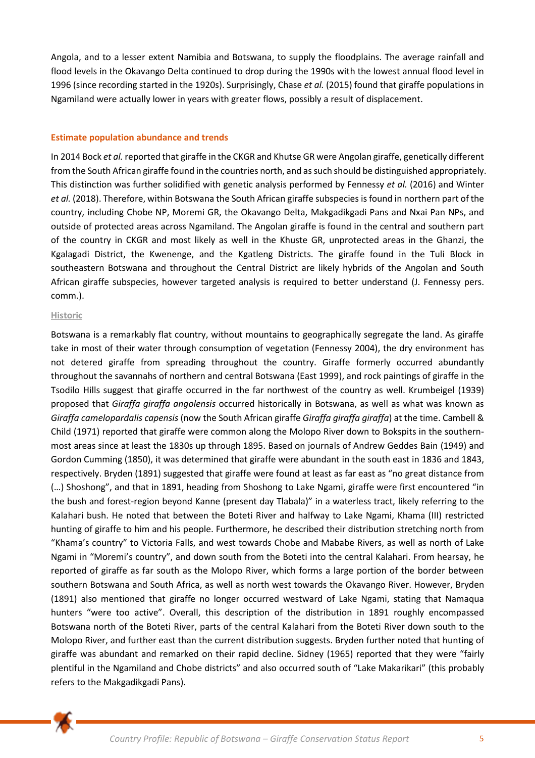Angola, and to a lesser extent Namibia and Botswana, to supply the floodplains. The average rainfall and flood levels in the Okavango Delta continued to drop during the 1990s with the lowest annual flood level in 1996 (since recording started in the 1920s). Surprisingly, Chase *et al.* (2015) found that giraffe populations in Ngamiland were actually lower in years with greater flows, possibly a result of displacement.

## Estimate population abundance and trends

In 2014 Bock *et al.* reported that giraffe in the CKGR and Khutse GR were Angolan giraffe, genetically different from the South African giraffe found in the countries north, and as such should be distinguished appropriately. This distinction was further solidified with genetic analysis performed by Fennessy *et al.* (2016) and Winter *et al.* (2018). Therefore, within Botswana the South African giraffe subspecies is found in northern part of the country, including Chobe NP, Moremi GR, the Okavango Delta, Makgadikgadi Pans and Nxai Pan NPs, and outside of protected areas across Ngamiland. The Angolan giraffe is found in the central and southern part of the country in CKGR and most likely as well in the Khuste GR, unprotected areas in the Ghanzi, the Kgalagadi District, the Kwenenge, and the Kgatleng Districts. The giraffe found in the Tuli Block in southeastern Botswana and throughout the Central District are likely hybrids of the Angolan and South African giraffe subspecies, however targeted analysis is required to better understand (J. Fennessy pers. comm.).

### Historic

Botswana is a remarkably flat country, without mountains to geographically segregate the land. As giraffe take in most of their water through consumption of vegetation (Fennessy 2004), the dry environment has not detered giraffe from spreading throughout the country. Giraffe formerly occurred abundantly throughout the savannahs of northern and central Botswana (East 1999), and rock paintings of giraffe in the Tsodilo Hills suggest that giraffe occurred in the far northwest of the country as well. Krumbeigel (1939) proposed that *Giraffa giraffa angolensis* occurred historically in Botswana, as well as what was known as *Giraffa camelopardalis capensis* (now the South African giraffe *Giraffa giraffa giraffa*) at the time. Cambell & Child (1971) reported that giraffe were common along the Molopo River down to Bokspits in the southern-most areas since at least the 1830s up through 1895. Based on journals of Andrew Geddes Bain (1949) and Gordon Cumming (1850), it was determined that giraffe were abundant in the south east in 1836 and 1843, respectively. Bryden (1891) suggested that giraffe were found at least as far east as "no great distance from (…) Shoshong", and that in 1891, heading from Shoshong to Lake Ngami, giraffe were first encountered "in the bush and forest-region beyond Kanne (present day Tlabala)" in a waterless tract, likely referring to the Kalahari bush. He noted that between the Boteti River and halfway to Lake Ngami, Khama (III) restricted hunting of giraffe to him and his people. Furthermore, he described their distribution stretching north from "Khama's country" to Victoria Falls, and west towards Chobe and Mababe Rivers, as well as north of Lake Ngami in "Moremi's country", and down south from the Boteti into the central Kalahari. From hearsay, he reported of giraffe as far south as the Molopo River, which forms a large portion of the border between southern Botswana and South Africa, as well as north west towards the Okavango River. However, Bryden (1891) also mentioned that giraffe no longer occurred westward of Lake Ngami, stating that Namaqua hunters "were too active". Overall, this description of the distribution in 1891 roughly encompassed Botswana north of the Boteti River, parts of the central Kalahari from the Boteti River down south to the Molopo River, and further east than the current distribution suggests. Bryden further noted that hunting of giraffe was abundant and remarked on their rapid decline. Sidney (1965) reported that they were "fairly plentiful in the Ngamiland and Chobe districts" and also occurred south of "Lake Makarikari" (this probably refers to the Makgadikgadi Pans).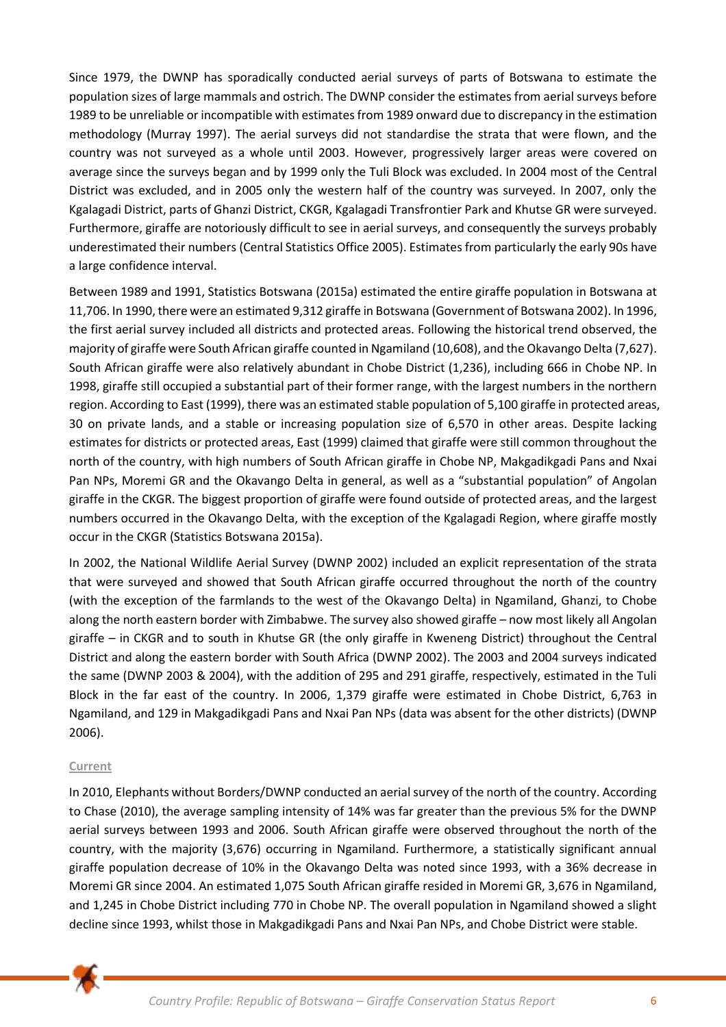Since 1979, the DWNP has sporadically conducted aerial surveys of parts of Botswana to estimate the population sizes of large mammals and ostrich. The DWNP consider the estimates from aerial surveys before 1989 to be unreliable or incompatible with estimates from 1989 onward due to discrepancy in the estimation methodology (Murray 1997). The aerial surveys did not standardise the strata that were flown, and the country was not surveyed as a whole until 2003. However, progressively larger areas were covered on average since the surveys began and by 1999 only the Tuli Block was excluded. In 2004 most of the Central District was excluded, and in 2005 only the western half of the country was surveyed. In 2007, only the Kgalagadi District, parts of Ghanzi District, CKGR, Kgalagadi Transfrontier Park and Khutse GR were surveyed. Furthermore, giraffe are notoriously difficult to see in aerial surveys, and consequently the surveys probably underestimated their numbers (Central Statistics Office 2005). Estimates from particularly the early 90s have a large confidence interval.

Between 1989 and 1991, Statistics Botswana (2015a) estimated the entire giraffe population in Botswana at 11,706. In 1990, there were an estimated 9,312 giraffe in Botswana (Government of Botswana 2002). In 1996, the first aerial survey included all districts and protected areas. Following the historical trend observed, the majority of giraffe were South African giraffe counted in Ngamiland (10,608), and the Okavango Delta (7,627). South African giraffe were also relatively abundant in Chobe District (1,236), including 666 in Chobe NP. In 1998, giraffe still occupied a substantial part of their former range, with the largest numbers in the northern region. According to East (1999), there was an estimated stable population of 5,100 giraffe in protected areas, 30 on private lands, and a stable or increasing population size of 6,570 in other areas. Despite lacking estimates for districts or protected areas, East (1999) claimed that giraffe were still common throughout the north of the country, with high numbers of South African giraffe in Chobe NP, Makgadikgadi Pans and Nxai Pan NPs, Moremi GR and the Okavango Delta in general, as well as a "substantial population" of Angolan giraffe in the CKGR. The biggest proportion of giraffe were found outside of protected areas, and the largest numbers occurred in the Okavango Delta, with the exception of the Kgalagadi Region, where giraffe mostly occur in the CKGR (Statistics Botswana 2015a).

In 2002, the National Wildlife Aerial Survey (DWNP 2002) included an explicit representation of the strata that were surveyed and showed that South African giraffe occurred throughout the north of the country (with the exception of the farmlands to the west of the Okavango Delta) in Ngamiland, Ghanzi, to Chobe along the north eastern border with Zimbabwe. The survey also showed giraffe – now most likely all Angolan giraffe – in CKGR and to south in Khutse GR (the only giraffe in Kweneng District) throughout the Central District and along the eastern border with South Africa (DWNP 2002). The 2003 and 2004 surveys indicated the same (DWNP 2003 & 2004), with the addition of 295 and 291 giraffe, respectively, estimated in the Tuli Block in the far east of the country. In 2006, 1,379 giraffe were estimated in Chobe District, 6,763 in Ngamiland, and 129 in Makgadikgadi Pans and Nxai Pan NPs (data was absent for the other districts) (DWNP 2006).

#### Current

In 2010, Elephants without Borders/DWNP conducted an aerial survey of the north of the country. According to Chase (2010), the average sampling intensity of 14% was far greater than the previous 5% for the DWNP aerial surveys between 1993 and 2006. South African giraffe were observed throughout the north of the country, with the majority (3,676) occurring in Ngamiland. Furthermore, a statistically significant annual giraffe population decrease of 10% in the Okavango Delta was noted since 1993, with a 36% decrease in Moremi GR since 2004. An estimated 1,075 South African giraffe resided in Moremi GR, 3,676 in Ngamiland, and 1,245 in Chobe District including 770 in Chobe NP. The overall population in Ngamiland showed a slight decline since 1993, whilst those in Makgadikgadi Pans and Nxai Pan NPs, and Chobe District were stable.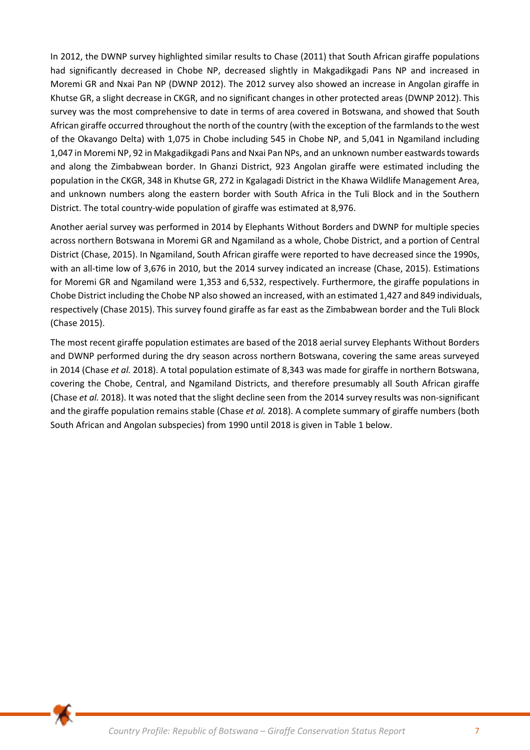In 2012, the DWNP survey highlighted similar results to Chase (2011) that South African giraffe populations had significantly decreased in Chobe NP, decreased slightly in Makgadikgadi Pans NP and increased in Moremi GR and Nxai Pan NP (DWNP 2012). The 2012 survey also showed an increase in Angolan giraffe in Khutse GR, a slight decrease in CKGR, and no significant changes in other protected areas (DWNP 2012). This survey was the most comprehensive to date in terms of area covered in Botswana, and showed that South African giraffe occurred throughout the north of the country (with the exception of the farmlands to the west of the Okavango Delta) with 1,075 in Chobe including 545 in Chobe NP, and 5,041 in Ngamiland including 1,047 in Moremi NP, 92 in Makgadikgadi Pans and Nxai Pan NPs, and an unknown number eastwards towards and along the Zimbabwean border. In Ghanzi District, 923 Angolan giraffe were estimated including the population in the CKGR, 348 in Khutse GR, 272 in Kgalagadi District in the Khawa Wildlife Management Area, and unknown numbers along the eastern border with South Africa in the Tuli Block and in the Southern District. The total country-wide population of giraffe was estimated at 8,976.

Another aerial survey was performed in 2014 by Elephants Without Borders and DWNP for multiple species across northern Botswana in Moremi GR and Ngamiland as a whole, Chobe District, and a portion of Central District (Chase, 2015). In Ngamiland, South African giraffe were reported to have decreased since the 1990s, with an all-time low of 3,676 in 2010, but the 2014 survey indicated an increase (Chase, 2015). Estimations for Moremi GR and Ngamiland were 1,353 and 6,532, respectively. Furthermore, the giraffe populations in Chobe District including the Chobe NP also showed an increased, with an estimated 1,427 and 849 individuals, respectively (Chase 2015). This survey found giraffe as far east as the Zimbabwean border and the Tuli Block (Chase 2015).

The most recent giraffe population estimates are based of the 2018 aerial survey Elephants Without Borders and DWNP performed during the dry season across northern Botswana, covering the same areas surveyed in 2014 (Chase *et al.* 2018). A total population estimate of 8,343 was made for giraffe in northern Botswana, covering the Chobe, Central, and Ngamiland Districts, and therefore presumably all South African giraffe (Chase *et al.* 2018). It was noted that the slight decline seen from the 2014 survey results was non-significant and the giraffe population remains stable (Chase *et al.* 2018). A complete summary of giraffe numbers (both South African and Angolan subspecies) from 1990 until 2018 is given in Table 1 below.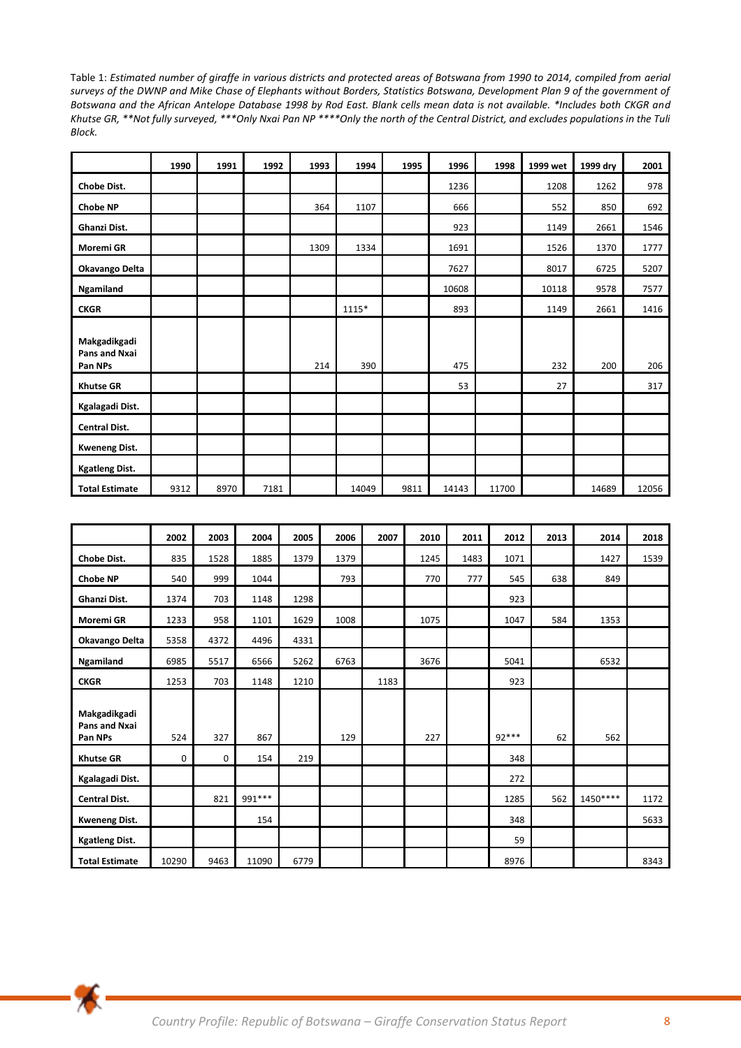Table 1: *Estimated number of giraffe in various districts and protected areas of Botswana from 1990 to 2014, compiled from aerial surveys of the DWNP and Mike Chase of Elephants without Borders, Statistics Botswana, Development Plan 9 of the government of Botswana and the African Antelope Database 1998 by Rod East. Blank cells mean data is not available. *Includes both CKGR and Khutse GR, **Not fully surveyed, ***Only Nxai Pan NP ****Only the north of the Central District, and excludes populations in the Tuli Block.*

| | 1990 | 1991 | 1992 | 1993 | 1994 | 1995 | 1996 | 1998 | 1999 wet | 1999 dry | 2001 |
|---|---|---|---|---|---|---|---|---|---|---|---|
| **Chobe Dist.** | | | | | | | 1236 | | 1208 | 1262 | 978 |
| **Chobe NP** | | | | 364 | 1107 | | 666 | | 552 | 850 | 692 |
| **Ghanzi Dist.** | | | | | | | 923 | | 1149 | 2661 | 1546 |
| **Moremi GR** | | | | 1309 | 1334 | | 1691 | | 1526 | 1370 | 1777 |
| **Okavango Delta** | | | | | | | 7627 | | 8017 | 6725 | 5207 |
| **Ngamiland** | | | | | | | 10608 | | 10118 | 9578 | 7577 |
| **CKGR** | | | | | 1115* | | 893 | | 1149 | 2661 | 1416 |
| **Makgadikgadi Pans and Nxai Pan NPs** | | | | 214 | 390 | | 475 | | 232 | 200 | 206 |
| **Khutse GR** | | | | | | | 53 | | 27 | | 317 |
| **Kgalagadi Dist.** | | | | | | | | | | | |
| **Central Dist.** | | | | | | | | | | | |
| **Kweneng Dist.** | | | | | | | | | | | |
| **Kgatleng Dist.** | | | | | | | | | | | |
| **Total Estimate** | 9312 | 8970 | 7181 | | 14049 | 9811 | 14143 | 11700 | | 14689 | 12056 |

| | 2002 | 2003 | 2004 | 2005 | 2006 | 2007 | 2010 | 2011 | 2012 | 2013 | 2014 | 2018 |
|---|---|---|---|---|---|---|---|---|---|---|---|---|
| **Chobe Dist.** | 835 | 1528 | 1885 | 1379 | 1379 | | 1245 | 1483 | 1071 | | 1427 | 1539 |
| **Chobe NP** | 540 | 999 | 1044 | | 793 | | 770 | 777 | 545 | 638 | 849 | |
| **Ghanzi Dist.** | 1374 | 703 | 1148 | 1298 | | | | | 923 | | | |
| **Moremi GR** | 1233 | 958 | 1101 | 1629 | 1008 | | 1075 | | 1047 | 584 | 1353 | |
| **Okavango Delta** | 5358 | 4372 | 4496 | 4331 | | | | | | | | |
| **Ngamiland** | 6985 | 5517 | 6566 | 5262 | 6763 | | 3676 | | 5041 | | 6532 | |
| **CKGR** | 1253 | 703 | 1148 | 1210 | | 1183 | | | 923 | | | |
| **Makgadikgadi Pans and Nxai Pan NPs** | 524 | 327 | 867 | | 129 | | 227 | | 92*** | 62 | 562 | |
| **Khutse GR** | 0 | 0 | 154 | 219 | | | | | 348 | | | |
| **Kgalagadi Dist.** | | | | | | | | | 272 | | | |
| **Central Dist.** | | 821 | 991*** | | | | | | 1285 | 562 | 1450**** | 1172 |
| **Kweneng Dist.** | | | 154 | | | | | | 348 | | | 5633 |
| **Kgatleng Dist.** | | | | | | | | | 59 | | | |
| **Total Estimate** | 10290 | 9463 | 11090 | 6779 | | | | | 8976 | | | 8343 |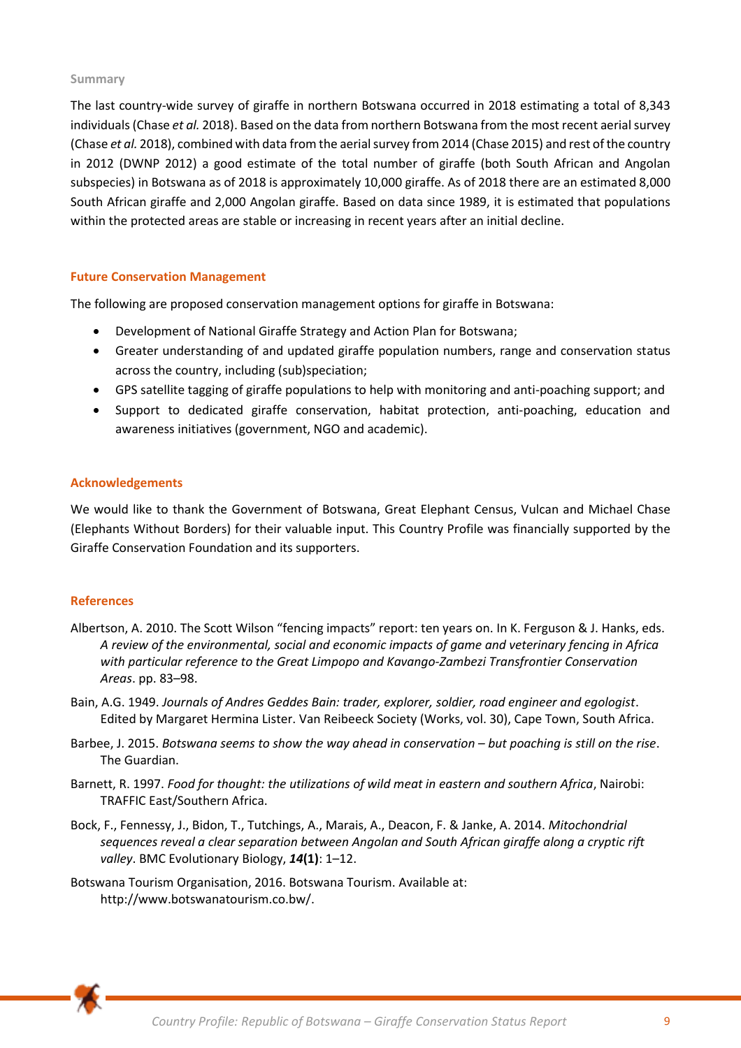### Summary

The last country-wide survey of giraffe in northern Botswana occurred in 2018 estimating a total of 8,343 individuals (Chase *et al.* 2018). Based on the data from northern Botswana from the most recent aerial survey (Chase *et al.* 2018), combined with data from the aerial survey from 2014 (Chase 2015) and rest of the country in 2012 (DWNP 2012) a good estimate of the total number of giraffe (both South African and Angolan subspecies) in Botswana as of 2018 is approximately 10,000 giraffe. As of 2018 there are an estimated 8,000 South African giraffe and 2,000 Angolan giraffe. Based on data since 1989, it is estimated that populations within the protected areas are stable or increasing in recent years after an initial decline.

## Future Conservation Management

The following are proposed conservation management options for giraffe in Botswana:

- Development of National Giraffe Strategy and Action Plan for Botswana;
- Greater understanding of and updated giraffe population numbers, range and conservation status across the country, including (sub)speciation;
- GPS satellite tagging of giraffe populations to help with monitoring and anti-poaching support; and
- Support to dedicated giraffe conservation, habitat protection, anti-poaching, education and awareness initiatives (government, NGO and academic).

## Acknowledgements

We would like to thank the Government of Botswana, Great Elephant Census, Vulcan and Michael Chase (Elephants Without Borders) for their valuable input. This Country Profile was financially supported by the Giraffe Conservation Foundation and its supporters.

## References

Albertson, A. 2010. The Scott Wilson "fencing impacts" report: ten years on. In K. Ferguson & J. Hanks, eds. *A review of the environmental, social and economic impacts of game and veterinary fencing in Africa with particular reference to the Great Limpopo and Kavango-Zambezi Transfrontier Conservation Areas*. pp. 83–98.

Bain, A.G. 1949. *Journals of Andres Geddes Bain: trader, explorer, soldier, road engineer and egologist*. Edited by Margaret Hermina Lister. Van Reibeeck Society (Works, vol. 30), Cape Town, South Africa.

Barbee, J. 2015. *Botswana seems to show the way ahead in conservation – but poaching is still on the rise*. The Guardian.

Barnett, R. 1997. *Food for thought: the utilizations of wild meat in eastern and southern Africa*, Nairobi: TRAFFIC East/Southern Africa.

Bock, F., Fennessy, J., Bidon, T., Tutchings, A., Marais, A., Deacon, F. & Janke, A. 2014. *Mitochondrial sequences reveal a clear separation between Angolan and South African giraffe along a cryptic rift valley*. BMC Evolutionary Biology, ***14*****(1)**: 1–12.

Botswana Tourism Organisation, 2016. Botswana Tourism. Available at: http://www.botswanatourism.co.bw/.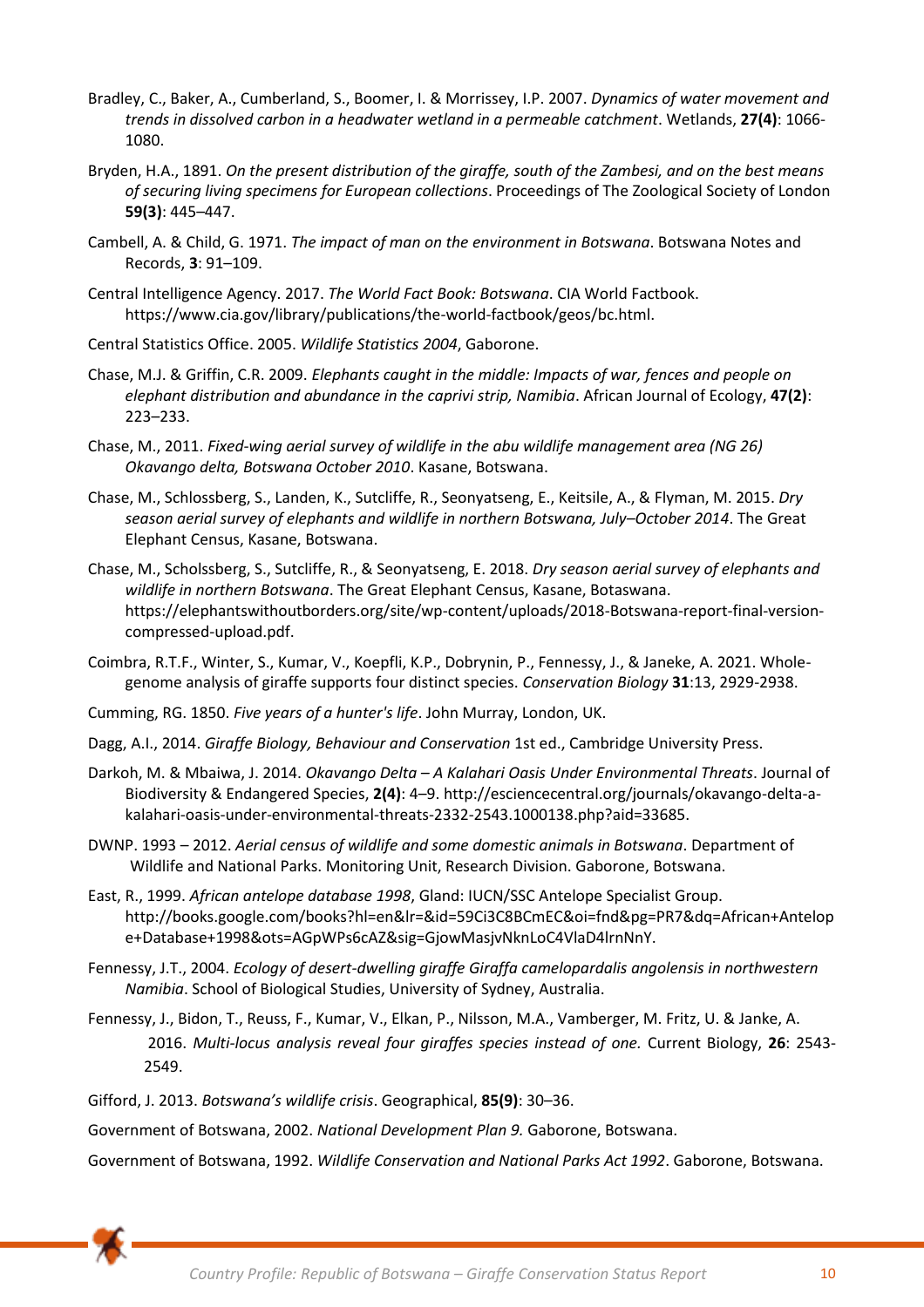Bradley, C., Baker, A., Cumberland, S., Boomer, I. & Morrissey, I.P. 2007. *Dynamics of water movement and trends in dissolved carbon in a headwater wetland in a permeable catchment*. Wetlands, **27(4)**: 1066-1080.

Bryden, H.A., 1891. *On the present distribution of the giraffe, south of the Zambesi, and on the best means of securing living specimens for European collections*. Proceedings of The Zoological Society of London **59(3)**: 445–447.

Cambell, A. & Child, G. 1971. *The impact of man on the environment in Botswana*. Botswana Notes and Records, **3**: 91–109.

Central Intelligence Agency. 2017. *The World Fact Book: Botswana*. CIA World Factbook. https://www.cia.gov/library/publications/the-world-factbook/geos/bc.html.

Central Statistics Office. 2005. *Wildlife Statistics 2004*, Gaborone.

Chase, M.J. & Griffin, C.R. 2009. *Elephants caught in the middle: Impacts of war, fences and people on elephant distribution and abundance in the caprivi strip, Namibia*. African Journal of Ecology, **47(2)**: 223–233.

Chase, M., 2011. *Fixed-wing aerial survey of wildlife in the abu wildlife management area (NG 26) Okavango delta, Botswana October 2010*. Kasane, Botswana.

Chase, M., Schlossberg, S., Landen, K., Sutcliffe, R., Seonyatseng, E., Keitsile, A., & Flyman, M. 2015. *Dry season aerial survey of elephants and wildlife in northern Botswana, July–October 2014*. The Great Elephant Census, Kasane, Botswana.

Chase, M., Scholssberg, S., Sutcliffe, R., & Seonyatseng, E. 2018. *Dry season aerial survey of elephants and wildlife in northern Botswana*. The Great Elephant Census, Kasane, Botaswana. https://elephantswithoutborders.org/site/wp-content/uploads/2018-Botswana-report-final-version-compressed-upload.pdf.

Coimbra, R.T.F., Winter, S., Kumar, V., Koepfli, K.P., Dobrynin, P., Fennessy, J., & Janeke, A. 2021. Whole-genome analysis of giraffe supports four distinct species. *Conservation Biology* **31**:13, 2929-2938.

Cumming, RG. 1850. *Five years of a hunter's life*. John Murray, London, UK.

Dagg, A.I., 2014. *Giraffe Biology, Behaviour and Conservation* 1st ed., Cambridge University Press.

Darkoh, M. & Mbaiwa, J. 2014. *Okavango Delta – A Kalahari Oasis Under Environmental Threats*. Journal of Biodiversity & Endangered Species, **2(4)**: 4–9. http://esciencecentral.org/journals/okavango-delta-a-kalahari-oasis-under-environmental-threats-2332-2543.1000138.php?aid=33685.

DWNP. 1993 – 2012. *Aerial census of wildlife and some domestic animals in Botswana*. Department of Wildlife and National Parks. Monitoring Unit, Research Division. Gaborone, Botswana.

East, R., 1999. *African antelope database 1998*, Gland: IUCN/SSC Antelope Specialist Group. http://books.google.com/books?hl=en&lr=&id=59Ci3C8BCmEC&oi=fnd&pg=PR7&dq=African+Antelope+Database+1998&ots=AGpWPs6cAZ&sig=GjowMasjvNknLoC4VlaD4lrnNnY.

Fennessy, J.T., 2004. *Ecology of desert-dwelling giraffe Giraffa camelopardalis angolensis in northwestern Namibia*. School of Biological Studies, University of Sydney, Australia.

Fennessy, J., Bidon, T., Reuss, F., Kumar, V., Elkan, P., Nilsson, M.A., Vamberger, M. Fritz, U. & Janke, A. 2016. *Multi-locus analysis reveal four giraffes species instead of one.* Current Biology, **26**: 2543-2549.

Gifford, J. 2013. *Botswana's wildlife crisis*. Geographical, **85(9)**: 30–36.

Government of Botswana, 2002. *National Development Plan 9.* Gaborone, Botswana.

Government of Botswana, 1992. *Wildlife Conservation and National Parks Act 1992*. Gaborone, Botswana.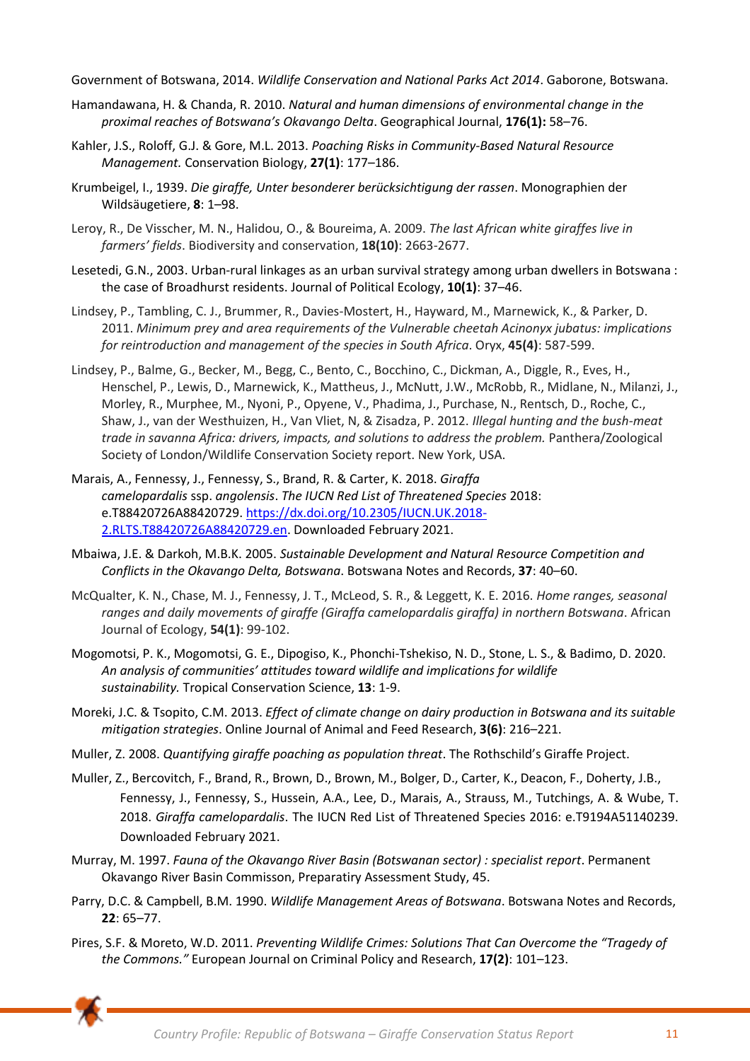Government of Botswana, 2014. *Wildlife Conservation and National Parks Act 2014*. Gaborone, Botswana.

Hamandawana, H. & Chanda, R. 2010. *Natural and human dimensions of environmental change in the proximal reaches of Botswana's Okavango Delta*. Geographical Journal, **176(1):** 58–76.

Kahler, J.S., Roloff, G.J. & Gore, M.L. 2013. *Poaching Risks in Community-Based Natural Resource Management.* Conservation Biology, **27(1)**: 177–186.

Krumbeigel, I., 1939. *Die giraffe, Unter besonderer berücksichtigung der rassen*. Monographien der Wildsäugetiere, **8**: 1–98.

Leroy, R., De Visscher, M. N., Halidou, O., & Boureima, A. 2009. *The last African white giraffes live in farmers' fields*. Biodiversity and conservation, **18(10)**: 2663-2677.

Lesetedi, G.N., 2003. Urban-rural linkages as an urban survival strategy among urban dwellers in Botswana : the case of Broadhurst residents. Journal of Political Ecology, **10(1)**: 37–46.

Lindsey, P., Tambling, C. J., Brummer, R., Davies-Mostert, H., Hayward, M., Marnewick, K., & Parker, D. 2011. *Minimum prey and area requirements of the Vulnerable cheetah Acinonyx jubatus: implications for reintroduction and management of the species in South Africa*. Oryx, **45(4)**: 587-599.

Lindsey, P., Balme, G., Becker, M., Begg, C., Bento, C., Bocchino, C., Dickman, A., Diggle, R., Eves, H., Henschel, P., Lewis, D., Marnewick, K., Mattheus, J., McNutt, J.W., McRobb, R., Midlane, N., Milanzi, J., Morley, R., Murphee, M., Nyoni, P., Opyene, V., Phadima, J., Purchase, N., Rentsch, D., Roche, C., Shaw, J., van der Westhuizen, H., Van Vliet, N, & Zisadza, P. 2012. *Illegal hunting and the bush-meat trade in savanna Africa: drivers, impacts, and solutions to address the problem.* Panthera/Zoological Society of London/Wildlife Conservation Society report. New York, USA.

Marais, A., Fennessy, J., Fennessy, S., Brand, R. & Carter, K. 2018. *Giraffa camelopardalis* ssp. *angolensis*. *The IUCN Red List of Threatened Species* 2018: e.T88420726A88420729. https://dx.doi.org/10.2305/IUCN.UK.2018-2.RLTS.T88420726A88420729.en. Downloaded February 2021.

Mbaiwa, J.E. & Darkoh, M.B.K. 2005. *Sustainable Development and Natural Resource Competition and Conflicts in the Okavango Delta, Botswana*. Botswana Notes and Records, **37**: 40–60.

McQualter, K. N., Chase, M. J., Fennessy, J. T., McLeod, S. R., & Leggett, K. E. 2016. *Home ranges, seasonal ranges and daily movements of giraffe (Giraffa camelopardalis giraffa) in northern Botswana*. African Journal of Ecology, **54(1)**: 99-102.

Mogomotsi, P. K., Mogomotsi, G. E., Dipogiso, K., Phonchi-Tshekiso, N. D., Stone, L. S., & Badimo, D. 2020. *An analysis of communities' attitudes toward wildlife and implications for wildlife sustainability.* Tropical Conservation Science, **13**: 1-9.

Moreki, J.C. & Tsopito, C.M. 2013. *Effect of climate change on dairy production in Botswana and its suitable mitigation strategies*. Online Journal of Animal and Feed Research, **3(6)**: 216–221.

Muller, Z. 2008. *Quantifying giraffe poaching as population threat*. The Rothschild's Giraffe Project.

Muller, Z., Bercovitch, F., Brand, R., Brown, D., Brown, M., Bolger, D., Carter, K., Deacon, F., Doherty, J.B., Fennessy, J., Fennessy, S., Hussein, A.A., Lee, D., Marais, A., Strauss, M., Tutchings, A. & Wube, T. 2018. *Giraffa camelopardalis*. The IUCN Red List of Threatened Species 2016: e.T9194A51140239. Downloaded February 2021.

Murray, M. 1997. *Fauna of the Okavango River Basin (Botswanan sector) : specialist report*. Permanent Okavango River Basin Commisson, Preparatiry Assessment Study, 45.

Parry, D.C. & Campbell, B.M. 1990. *Wildlife Management Areas of Botswana*. Botswana Notes and Records, **22**: 65–77.

Pires, S.F. & Moreto, W.D. 2011. *Preventing Wildlife Crimes: Solutions That Can Overcome the "Tragedy of the Commons."* European Journal on Criminal Policy and Research, **17(2)**: 101–123.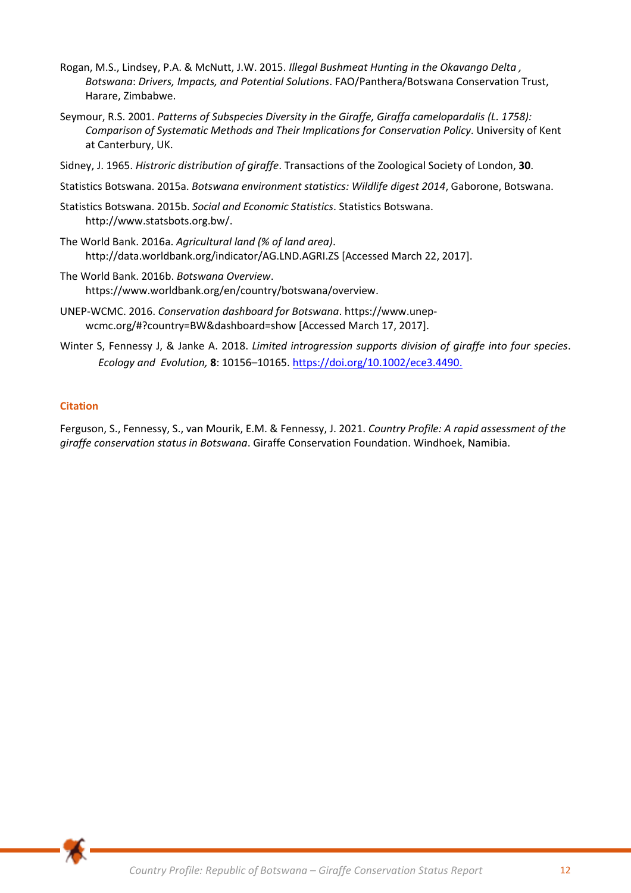Rogan, M.S., Lindsey, P.A. & McNutt, J.W. 2015. *Illegal Bushmeat Hunting in the Okavango Delta , Botswana*: *Drivers, Impacts, and Potential Solutions*. FAO/Panthera/Botswana Conservation Trust, Harare, Zimbabwe.

Seymour, R.S. 2001. *Patterns of Subspecies Diversity in the Giraffe, Giraffa camelopardalis (L. 1758): Comparison of Systematic Methods and Their Implications for Conservation Policy*. University of Kent at Canterbury, UK.

Sidney, J. 1965. *Histroric distribution of giraffe*. Transactions of the Zoological Society of London, **30**.

Statistics Botswana. 2015a. *Botswana environment statistics: Wildlife digest 2014*, Gaborone, Botswana.

Statistics Botswana. 2015b. *Social and Economic Statistics*. Statistics Botswana. http://www.statsbots.org.bw/.

The World Bank. 2016a. *Agricultural land (% of land area)*. http://data.worldbank.org/indicator/AG.LND.AGRI.ZS [Accessed March 22, 2017].

The World Bank. 2016b. *Botswana Overview*. https://www.worldbank.org/en/country/botswana/overview.

UNEP-WCMC. 2016. *Conservation dashboard for Botswana*. https://www.unep-wcmc.org/#?country=BW&dashboard=show [Accessed March 17, 2017].

Winter S, Fennessy J, & Janke A. 2018. *Limited introgression supports division of giraffe into four species*. *Ecology and Evolution,* **8**: 10156–10165. https://doi.org/10.1002/ece3.4490.

## Citation

Ferguson, S., Fennessy, S., van Mourik, E.M. & Fennessy, J. 2021. *Country Profile: A rapid assessment of the giraffe conservation status in Botswana*. Giraffe Conservation Foundation. Windhoek, Namibia.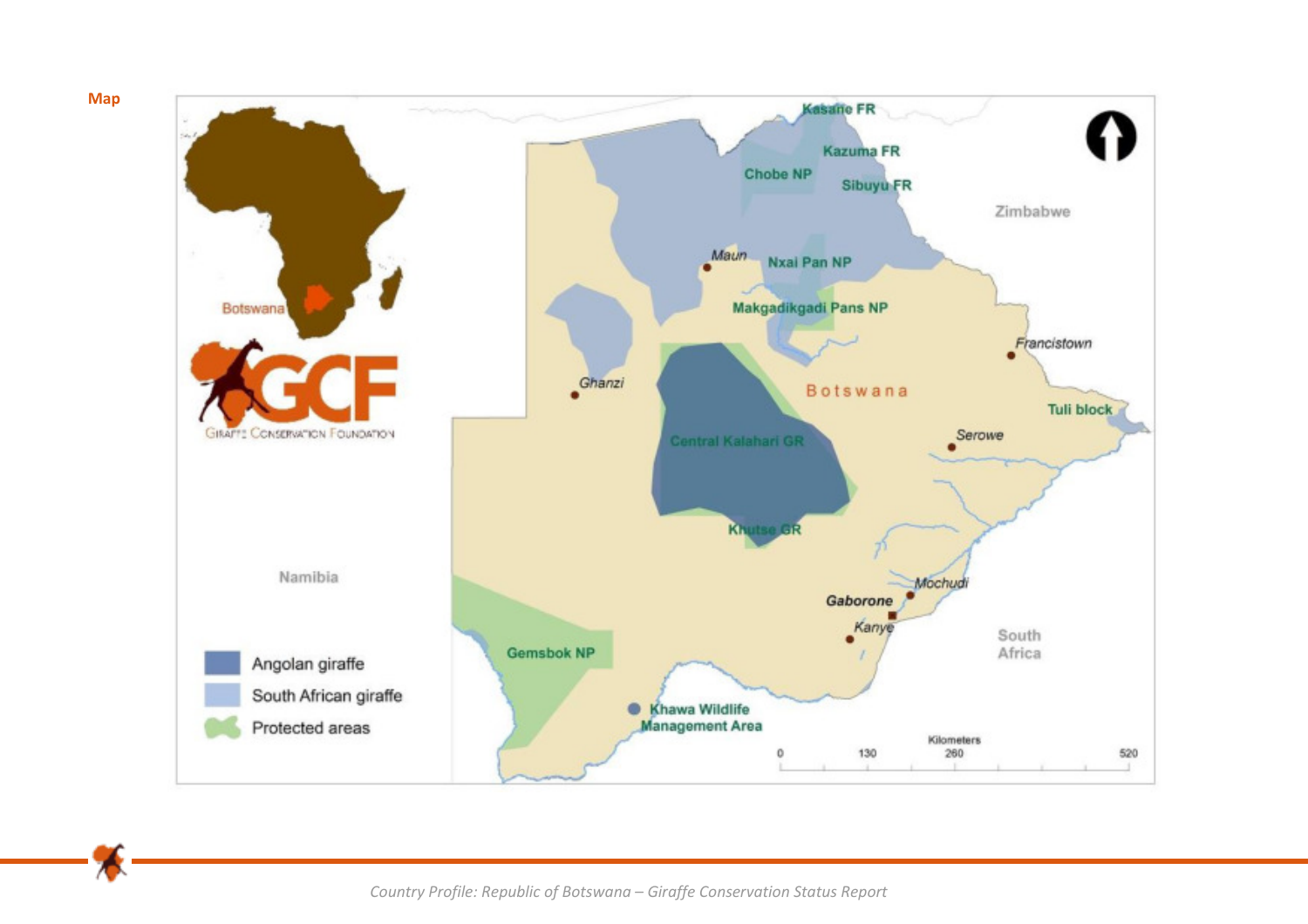**Map**

Kasane FR
Kazuma FR
Chobe NP
Sibuyu FR
Zimbabwe
Maun
Nxai Pan NP
Makgadikgadi Pans NP
Botswana
Francistown
Ghanzi
Botswana
Tuli block
Serowe
Central Kalahari GR
Khutse GR
Namibia
Mochudi
Gaborone
Kanye
South Africa
Gemsbok NP
Khawa Wildlife Management Area
Kilometers
0 130 260 520

Angolan giraffe
South African giraffe
Protected areas

GCF
Giraffe Conservation Foundation